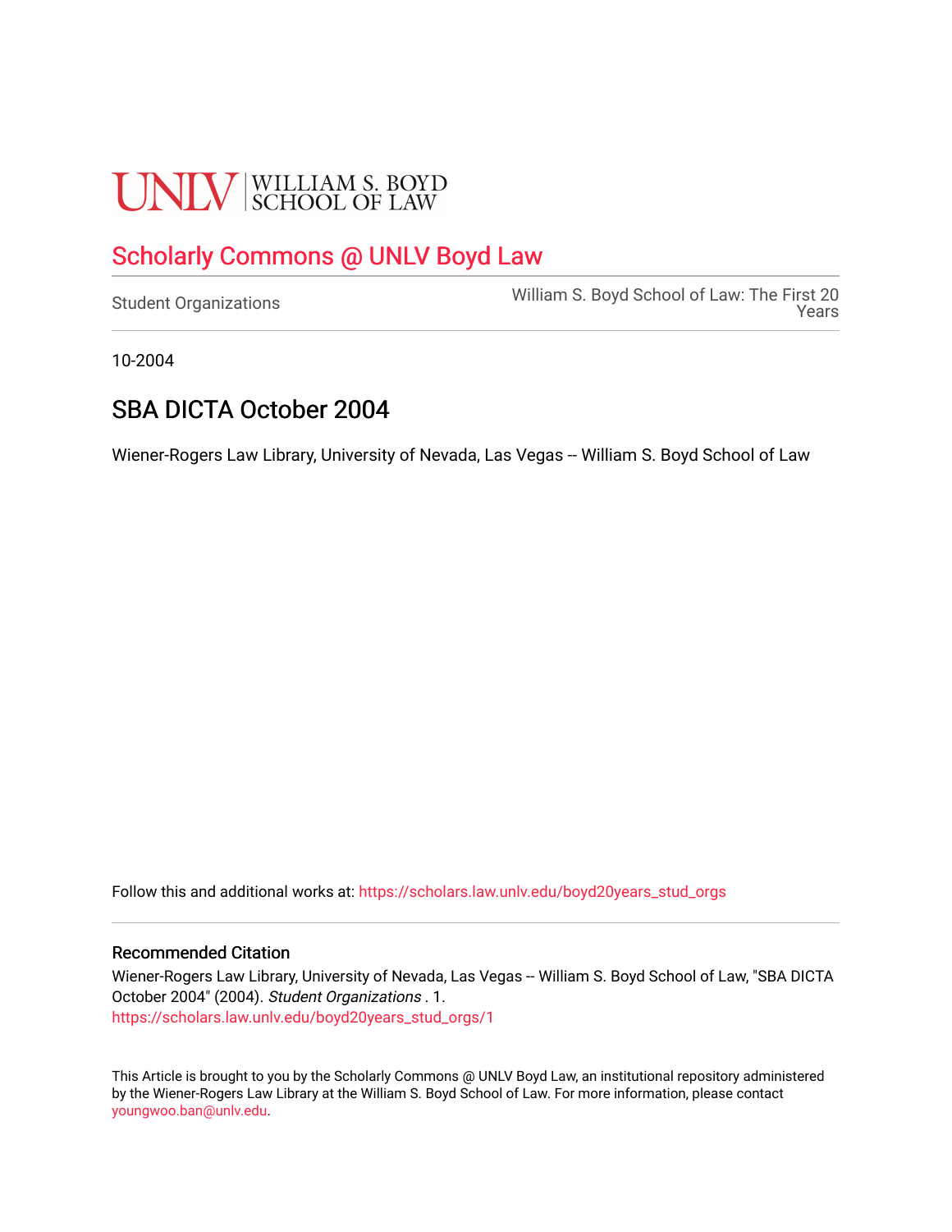UNLV | WILLIAM S. BOYD SCHOOL OF LAW

# Scholarly Commons @ UNLV Boyd Law

Student Organizations

William S. Boyd School of Law: The First 20 Years

10-2004

## SBA DICTA October 2004

Wiener-Rogers Law Library, University of Nevada, Las Vegas -- William S. Boyd School of Law

Follow this and additional works at: https://scholars.law.unlv.edu/boyd20years_stud_orgs

### Recommended Citation

Wiener-Rogers Law Library, University of Nevada, Las Vegas -- William S. Boyd School of Law, "SBA DICTA October 2004" (2004). *Student Organizations* . 1.
https://scholars.law.unlv.edu/boyd20years_stud_orgs/1

This Article is brought to you by the Scholarly Commons @ UNLV Boyd Law, an institutional repository administered by the Wiener-Rogers Law Library at the William S. Boyd School of Law. For more information, please contact youngwoo.ban@unlv.edu.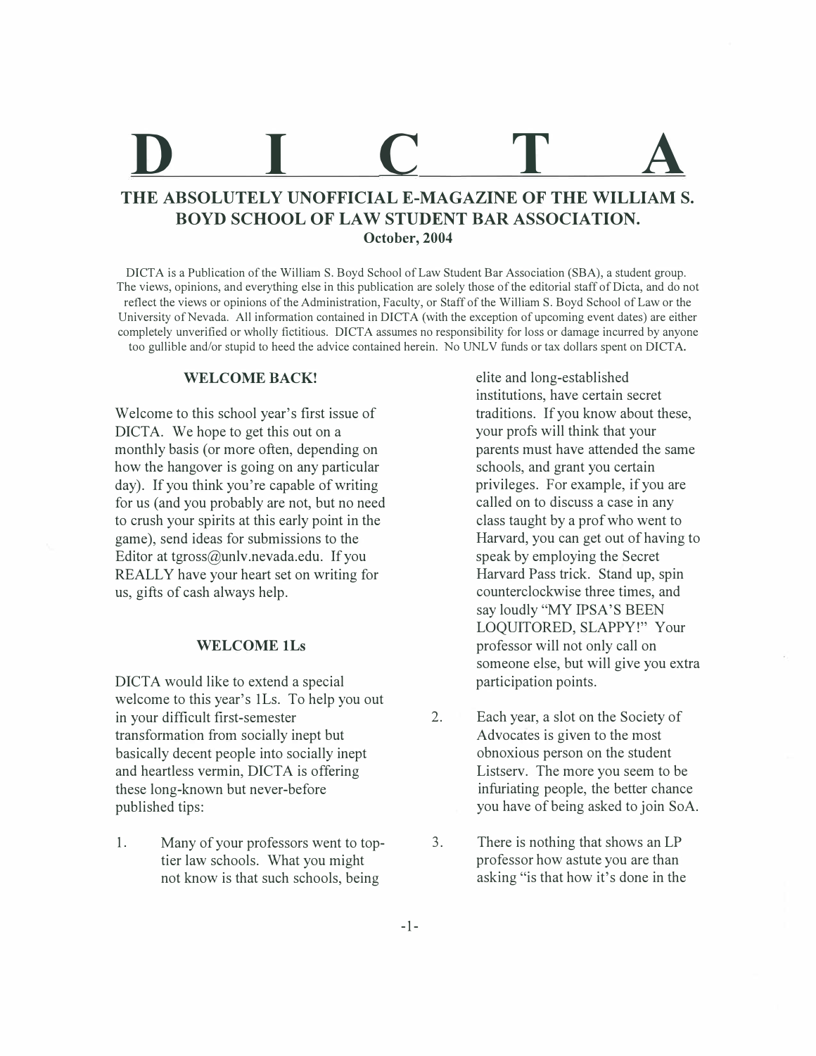# DICTA

## THE ABSOLUTELY UNOFFICIAL E-MAGAZINE OF THE WILLIAM S. BOYD SCHOOL OF LAW STUDENT BAR ASSOCIATION.

**October, 2004**

DICTA is a Publication of the William S. Boyd School of Law Student Bar Association (SBA), a student group. The views, opinions, and everything else in this publication are solely those of the editorial staff of Dicta, and do not reflect the views or opinions of the Administration, Faculty, or Staff of the William S. Boyd School of Law or the University of Nevada. All information contained in DICTA (with the exception of upcoming event dates) are either completely unverified or wholly fictitious. DICTA assumes no responsibility for loss or damage incurred by anyone too gullible and/or stupid to heed the advice contained herein. No UNLV funds or tax dollars spent on DICTA.

### WELCOME BACK!

Welcome to this school year's first issue of DICTA. We hope to get this out on a monthly basis (or more often, depending on how the hangover is going on any particular day). If you think you're capable of writing for us (and you probably are not, but no need to crush your spirits at this early point in the game), send ideas for submissions to the Editor at tgross@unlv.nevada.edu. If you REALLY have your heart set on writing for us, gifts of cash always help.

### WELCOME 1Ls

DICTA would like to extend a special welcome to this year's 1Ls. To help you out in your difficult first-semester transformation from socially inept but basically decent people into socially inept and heartless vermin, DICTA is offering these long-known but never-before published tips:

1. Many of your professors went to top-tier law schools. What you might not know is that such schools, being elite and long-established institutions, have certain secret traditions. If you know about these, your profs will think that your parents must have attended the same schools, and grant you certain privileges. For example, if you are called on to discuss a case in any class taught by a prof who went to Harvard, you can get out of having to speak by employing the Secret Harvard Pass trick. Stand up, spin counterclockwise three times, and say loudly "MY IPSA'S BEEN LOQUITORED, SLAPPY!" Your professor will not only call on someone else, but will give you extra participation points.

2. Each year, a slot on the Society of Advocates is given to the most obnoxious person on the student Listserv. The more you seem to be infuriating people, the better chance you have of being asked to join SoA.

3. There is nothing that shows an LP professor how astute you are than asking "is that how it's done in the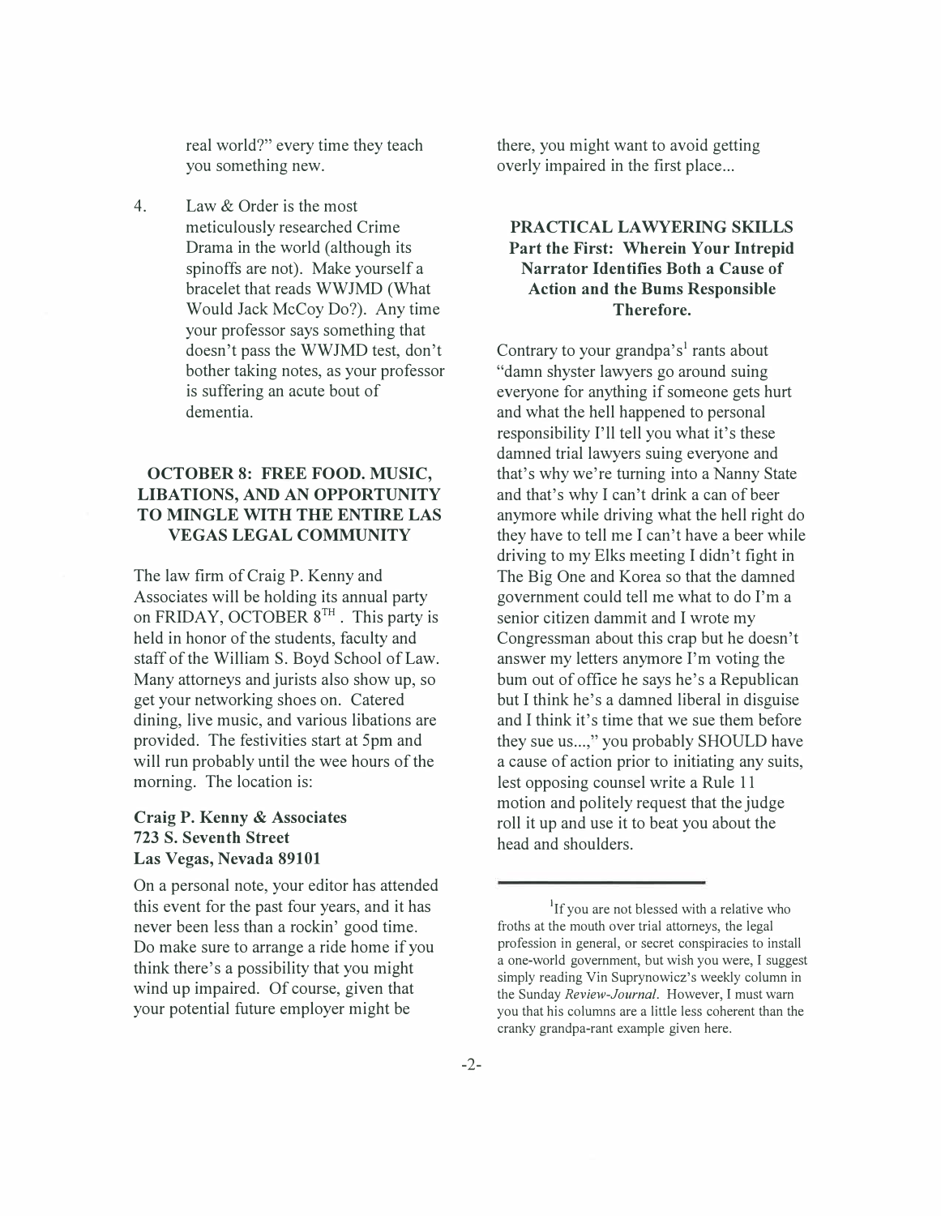real world?" every time they teach you something new.

4. Law & Order is the most meticulously researched Crime Drama in the world (although its spinoffs are not). Make yourself a bracelet that reads WWJMD (What Would Jack McCoy Do?). Any time your professor says something that doesn't pass the WWJMD test, don't bother taking notes, as your professor is suffering an acute bout of dementia.

### OCTOBER 8: FREE FOOD. MUSIC, LIBATIONS, AND AN OPPORTUNITY TO MINGLE WITH THE ENTIRE LAS VEGAS LEGAL COMMUNITY

The law firm of Craig P. Kenny and Associates will be holding its annual party on FRIDAY, OCTOBER 8$^{TH}$ . This party is held in honor of the students, faculty and staff of the William S. Boyd School of Law. Many attorneys and jurists also show up, so get your networking shoes on. Catered dining, live music, and various libations are provided. The festivities start at 5pm and will run probably until the wee hours of the morning. The location is:

**Craig P. Kenny & Associates**
**723 S. Seventh Street**
**Las Vegas, Nevada 89101**

On a personal note, your editor has attended this event for the past four years, and it has never been less than a rockin' good time. Do make sure to arrange a ride home if you think there's a possibility that you might wind up impaired. Of course, given that your potential future employer might be there, you might want to avoid getting overly impaired in the first place...

### PRACTICAL LAWYERING SKILLS Part the First: Wherein Your Intrepid Narrator Identifies Both a Cause of Action and the Bums Responsible Therefore.

Contrary to your grandpa's[1] rants about "damn shyster lawyers go around suing everyone for anything if someone gets hurt and what the hell happened to personal responsibility I'll tell you what it's these damned trial lawyers suing everyone and that's why we're turning into a Nanny State and that's why I can't drink a can of beer anymore while driving what the hell right do they have to tell me I can't have a beer while driving to my Elks meeting I didn't fight in The Big One and Korea so that the damned government could tell me what to do I'm a senior citizen dammit and I wrote my Congressman about this crap but he doesn't answer my letters anymore I'm voting the bum out of office he says he's a Republican but I think he's a damned liberal in disguise and I think it's time that we sue them before they sue us...," you probably SHOULD have a cause of action prior to initiating any suits, lest opposing counsel write a Rule 11 motion and politely request that the judge roll it up and use it to beat you about the head and shoulders.

---

[1] If you are not blessed with a relative who froths at the mouth over trial attorneys, the legal profession in general, or secret conspiracies to install a one-world government, but wish you were, I suggest simply reading Vin Suprynowicz's weekly column in the Sunday *Review-Journal*. However, I must warn you that his columns are a little less coherent than the cranky grandpa-rant example given here.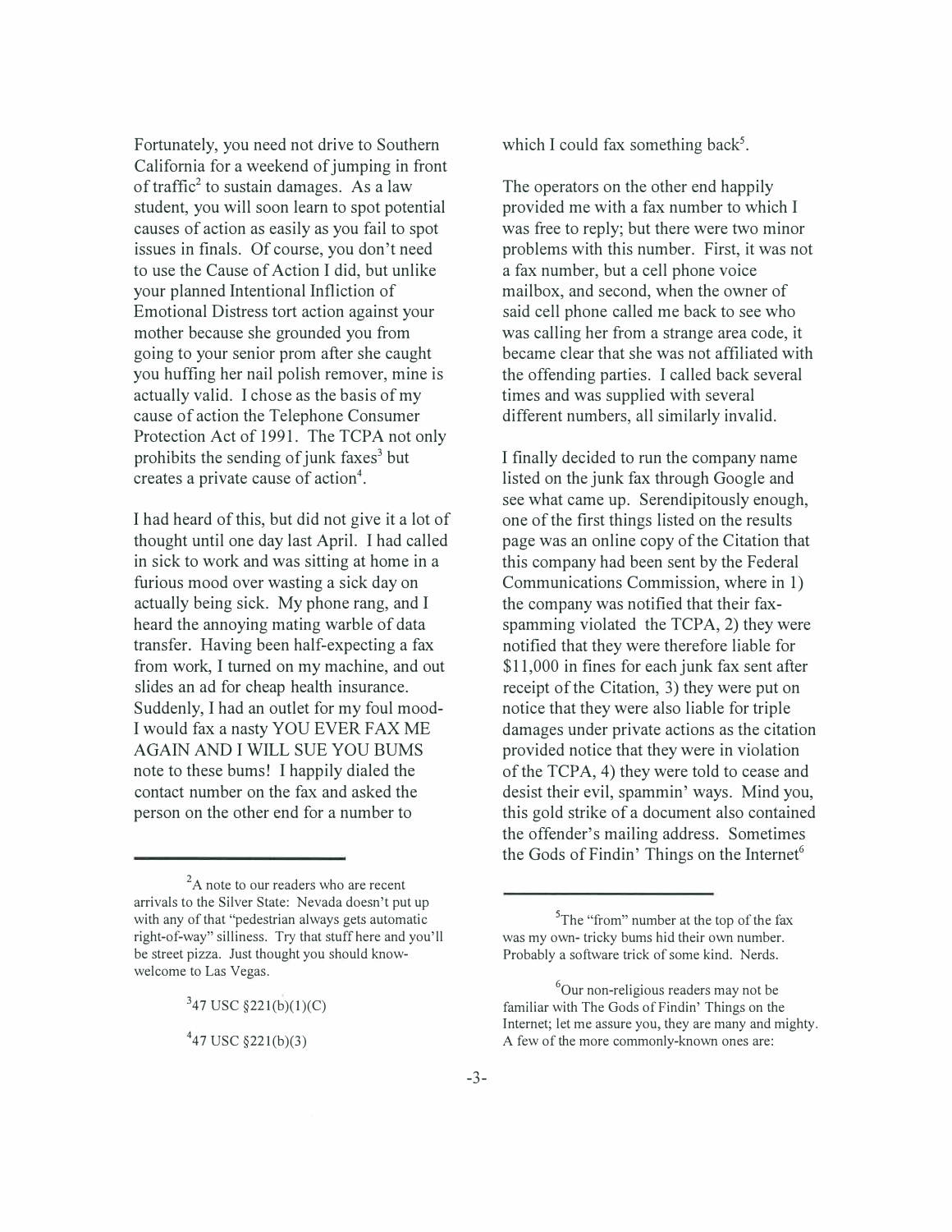Fortunately, you need not drive to Southern California for a weekend of jumping in front of traffic[2] to sustain damages. As a law student, you will soon learn to spot potential causes of action as easily as you fail to spot issues in finals. Of course, you don't need to use the Cause of Action I did, but unlike your planned Intentional Infliction of Emotional Distress tort action against your mother because she grounded you from going to your senior prom after she caught you huffing her nail polish remover, mine is actually valid. I chose as the basis of my cause of action the Telephone Consumer Protection Act of 1991. The TCPA not only prohibits the sending of junk faxes[3] but creates a private cause of action[4].

I had heard of this, but did not give it a lot of thought until one day last April. I had called in sick to work and was sitting at home in a furious mood over wasting a sick day on actually being sick. My phone rang, and I heard the annoying mating warble of data transfer. Having been half-expecting a fax from work, I turned on my machine, and out slides an ad for cheap health insurance. Suddenly, I had an outlet for my foul mood- I would fax a nasty YOU EVER FAX ME AGAIN AND I WILL SUE YOU BUMS note to these bums! I happily dialed the contact number on the fax and asked the person on the other end for a number to which I could fax something back[5].

The operators on the other end happily provided me with a fax number to which I was free to reply; but there were two minor problems with this number. First, it was not a fax number, but a cell phone voice mailbox, and second, when the owner of said cell phone called me back to see who was calling her from a strange area code, it became clear that she was not affiliated with the offending parties. I called back several times and was supplied with several different numbers, all similarly invalid.

I finally decided to run the company name listed on the junk fax through Google and see what came up. Serendipitously enough, one of the first things listed on the results page was an online copy of the Citation that this company had been sent by the Federal Communications Commission, where in 1) the company was notified that their fax-spamming violated the TCPA, 2) they were notified that they were therefore liable for $11,000 in fines for each junk fax sent after receipt of the Citation, 3) they were put on notice that they were also liable for triple damages under private actions as the citation provided notice that they were in violation of the TCPA, 4) they were told to cease and desist their evil, spammin' ways. Mind you, this gold strike of a document also contained the offender's mailing address. Sometimes the Gods of Findin' Things on the Internet[6]

---

[2] A note to our readers who are recent arrivals to the Silver State: Nevada doesn't put up with any of that "pedestrian always gets automatic right-of-way" silliness. Try that stuff here and you'll be street pizza. Just thought you should know- welcome to Las Vegas.

[3] 47 USC §221(b)(1)(C)

[4] 47 USC §221(b)(3)

[5] The "from" number at the top of the fax was my own- tricky bums hid their own number. Probably a software trick of some kind. Nerds.

[6] Our non-religious readers may not be familiar with The Gods of Findin' Things on the Internet; let me assure you, they are many and mighty. A few of the more commonly-known ones are: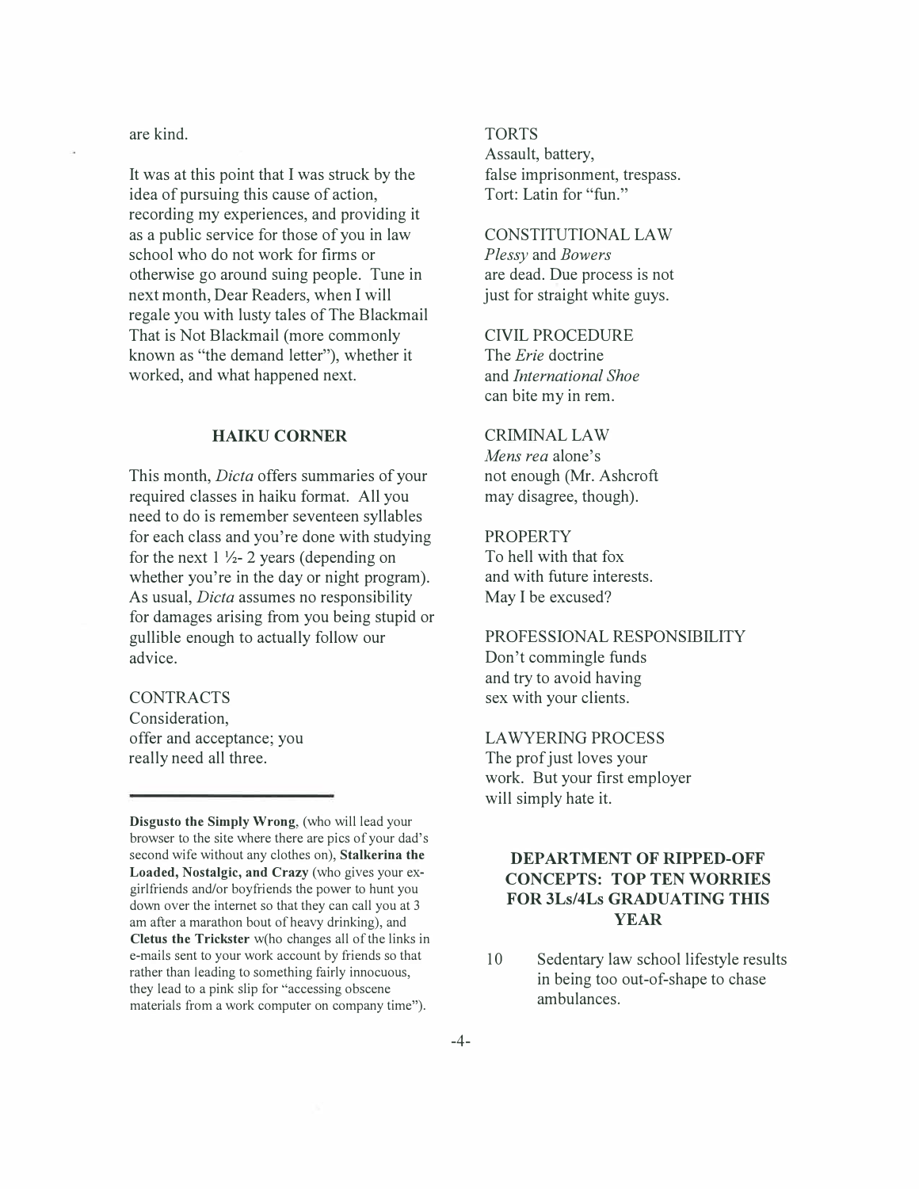are kind.

It was at this point that I was struck by the idea of pursuing this cause of action, recording my experiences, and providing it as a public service for those of you in law school who do not work for firms or otherwise go around suing people. Tune in next month, Dear Readers, when I will regale you with lusty tales of The Blackmail That is Not Blackmail (more commonly known as "the demand letter"), whether it worked, and what happened next.

## HAIKU CORNER

This month, *Dicta* offers summaries of your required classes in haiku format. All you need to do is remember seventeen syllables for each class and you're done with studying for the next 1 ½- 2 years (depending on whether you're in the day or night program). As usual, *Dicta* assumes no responsibility for damages arising from you being stupid or gullible enough to actually follow our advice.

CONTRACTS
Consideration,
offer and acceptance; you
really need all three.

TORTS
Assault, battery,
false imprisonment, trespass.
Tort: Latin for "fun."

CONSTITUTIONAL LAW
*Plessy* and *Bowers*
are dead. Due process is not
just for straight white guys.

CIVIL PROCEDURE
The *Erie* doctrine
and *International Shoe*
can bite my in rem.

CRIMINAL LAW
*Mens rea* alone's
not enough (Mr. Ashcroft
may disagree, though).

PROPERTY
To hell with that fox
and with future interests.
May I be excused?

PROFESSIONAL RESPONSIBILITY
Don't commingle funds
and try to avoid having
sex with your clients.

LAWYERING PROCESS
The prof just loves your
work. But your first employer
will simply hate it.

---

**Disgusto the Simply Wrong**, (who will lead your browser to the site where there are pics of your dad's second wife without any clothes on), **Stalkerina the Loaded, Nostalgic, and Crazy** (who gives your ex-girlfriends and/or boyfriends the power to hunt you down over the internet so that they can call you at 3 am after a marathon bout of heavy drinking), and **Cletus the Trickster** w(ho changes all of the links in e-mails sent to your work account by friends so that rather than leading to something fairly innocuous, they lead to a pink slip for "accessing obscene materials from a work computer on company time").

## DEPARTMENT OF RIPPED-OFF CONCEPTS: TOP TEN WORRIES FOR 3Ls/4Ls GRADUATING THIS YEAR

10 Sedentary law school lifestyle results in being too out-of-shape to chase ambulances.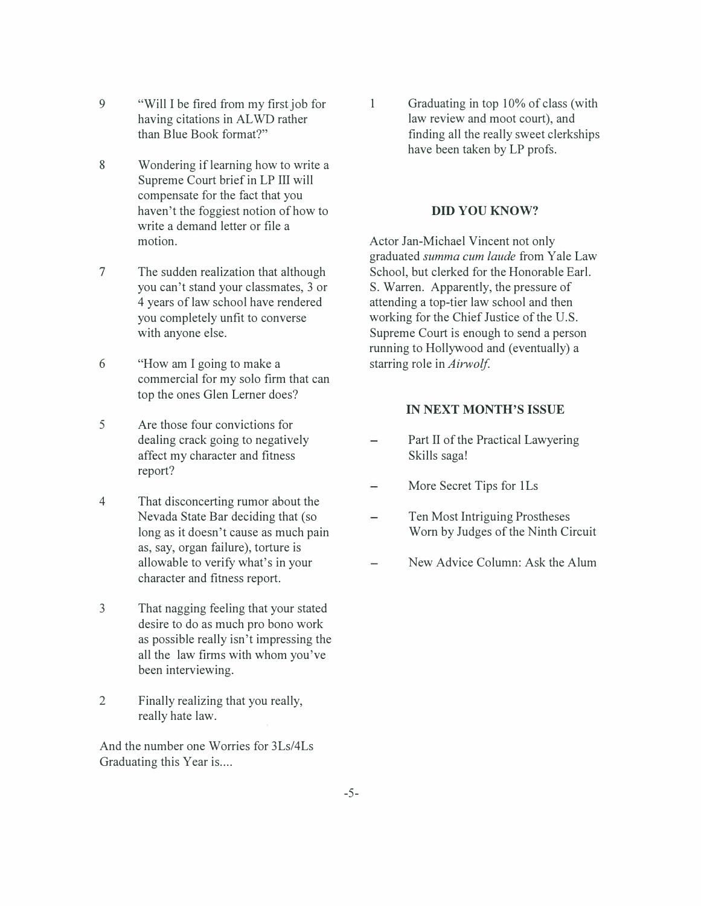9 "Will I be fired from my first job for having citations in ALWD rather than Blue Book format?"

8 Wondering if learning how to write a Supreme Court brief in LP III will compensate for the fact that you haven't the foggiest notion of how to write a demand letter or file a motion.

7 The sudden realization that although you can't stand your classmates, 3 or 4 years of law school have rendered you completely unfit to converse with anyone else.

6 "How am I going to make a commercial for my solo firm that can top the ones Glen Lerner does?

5 Are those four convictions for dealing crack going to negatively affect my character and fitness report?

4 That disconcerting rumor about the Nevada State Bar deciding that (so long as it doesn't cause as much pain as, say, organ failure), torture is allowable to verify what's in your character and fitness report.

3 That nagging feeling that your stated desire to do as much pro bono work as possible really isn't impressing the all the law firms with whom you've been interviewing.

2 Finally realizing that you really, really hate law.

And the number one Worries for 3Ls/4Ls Graduating this Year is....

1 Graduating in top 10% of class (with law review and moot court), and finding all the really sweet clerkships have been taken by LP profs.

**DID YOU KNOW?**

Actor Jan-Michael Vincent not only graduated *summa cum laude* from Yale Law School, but clerked for the Honorable Earl. S. Warren. Apparently, the pressure of attending a top-tier law school and then working for the Chief Justice of the U.S. Supreme Court is enough to send a person running to Hollywood and (eventually) a starring role in *Airwolf*.

**IN NEXT MONTH'S ISSUE**

- Part II of the Practical Lawyering Skills saga!
- More Secret Tips for 1Ls
- Ten Most Intriguing Prostheses Worn by Judges of the Ninth Circuit
- New Advice Column: Ask the Alum